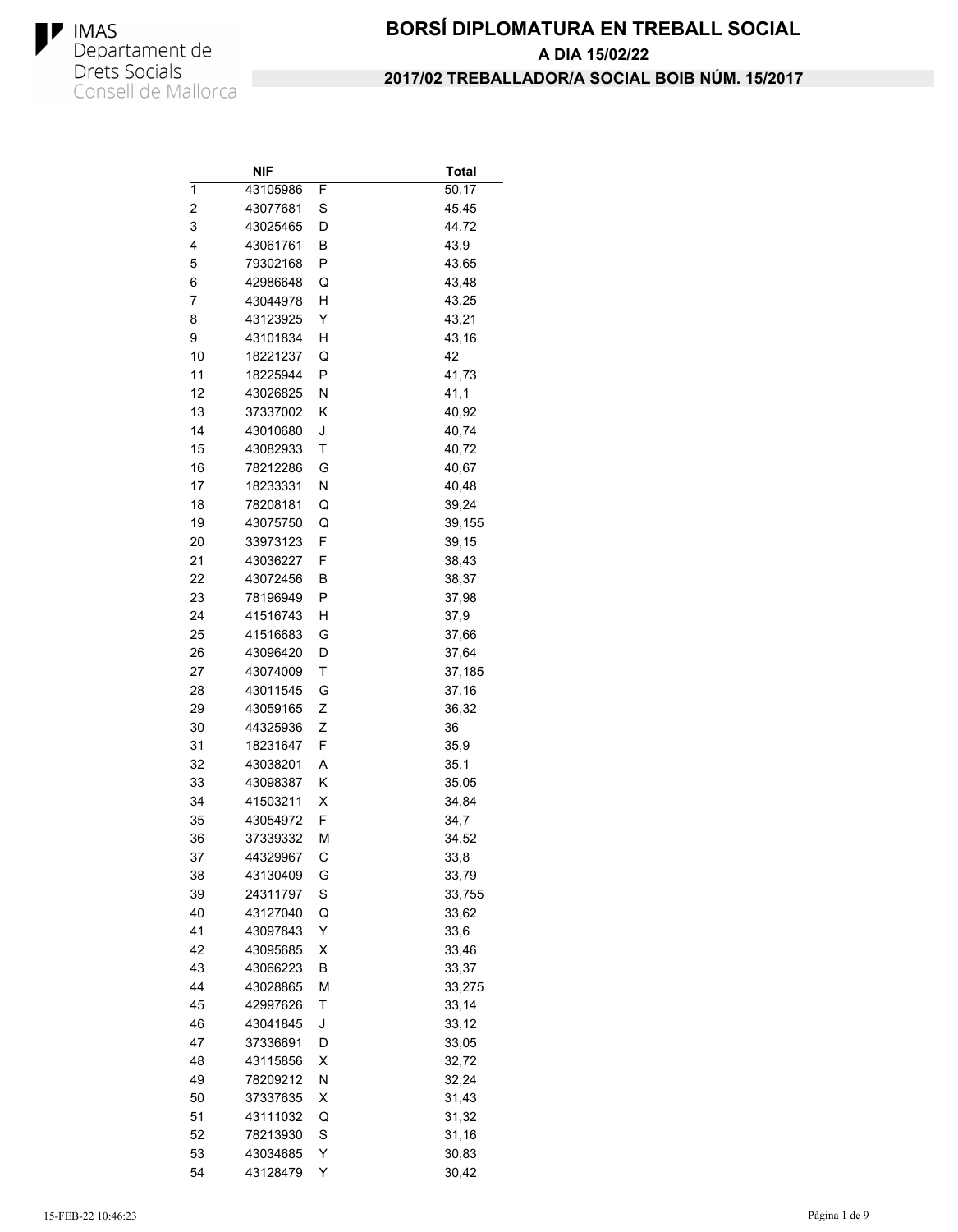IMAS
Departament de
Drets Socials
Consell de Mallorca

# BORSÍ DIPLOMATURA EN TREBALL SOCIAL

## A DIA 15/02/22

## 2017/02 TREBALLADOR/A SOCIAL BOIB NÚM. 15/2017

| | NIF | | Total |
|---|---|---|---|
| 1 | 43105986 | F | 50,17 |
| 2 | 43077681 | S | 45,45 |
| 3 | 43025465 | D | 44,72 |
| 4 | 43061761 | B | 43,9 |
| 5 | 79302168 | P | 43,65 |
| 6 | 42986648 | Q | 43,48 |
| 7 | 43044978 | H | 43,25 |
| 8 | 43123925 | Y | 43,21 |
| 9 | 43101834 | H | 43,16 |
| 10 | 18221237 | Q | 42 |
| 11 | 18225944 | P | 41,73 |
| 12 | 43026825 | N | 41,1 |
| 13 | 37337002 | K | 40,92 |
| 14 | 43010680 | J | 40,74 |
| 15 | 43082933 | T | 40,72 |
| 16 | 78212286 | G | 40,67 |
| 17 | 18233331 | N | 40,48 |
| 18 | 78208181 | Q | 39,24 |
| 19 | 43075750 | Q | 39,155 |
| 20 | 33973123 | F | 39,15 |
| 21 | 43036227 | F | 38,43 |
| 22 | 43072456 | B | 38,37 |
| 23 | 78196949 | P | 37,98 |
| 24 | 41516743 | H | 37,9 |
| 25 | 41516683 | G | 37,66 |
| 26 | 43096420 | D | 37,64 |
| 27 | 43074009 | T | 37,185 |
| 28 | 43011545 | G | 37,16 |
| 29 | 43059165 | Z | 36,32 |
| 30 | 44325936 | Z | 36 |
| 31 | 18231647 | F | 35,9 |
| 32 | 43038201 | A | 35,1 |
| 33 | 43098387 | K | 35,05 |
| 34 | 41503211 | X | 34,84 |
| 35 | 43054972 | F | 34,7 |
| 36 | 37339332 | M | 34,52 |
| 37 | 44329967 | C | 33,8 |
| 38 | 43130409 | G | 33,79 |
| 39 | 24311797 | S | 33,755 |
| 40 | 43127040 | Q | 33,62 |
| 41 | 43097843 | Y | 33,6 |
| 42 | 43095685 | X | 33,46 |
| 43 | 43066223 | B | 33,37 |
| 44 | 43028865 | M | 33,275 |
| 45 | 42997626 | T | 33,14 |
| 46 | 43041845 | J | 33,12 |
| 47 | 37336691 | D | 33,05 |
| 48 | 43115856 | X | 32,72 |
| 49 | 78209212 | N | 32,24 |
| 50 | 37337635 | X | 31,43 |
| 51 | 43111032 | Q | 31,32 |
| 52 | 78213930 | S | 31,16 |
| 53 | 43034685 | Y | 30,83 |
| 54 | 43128479 | Y | 30,42 |

15-FEB-22 10:46:23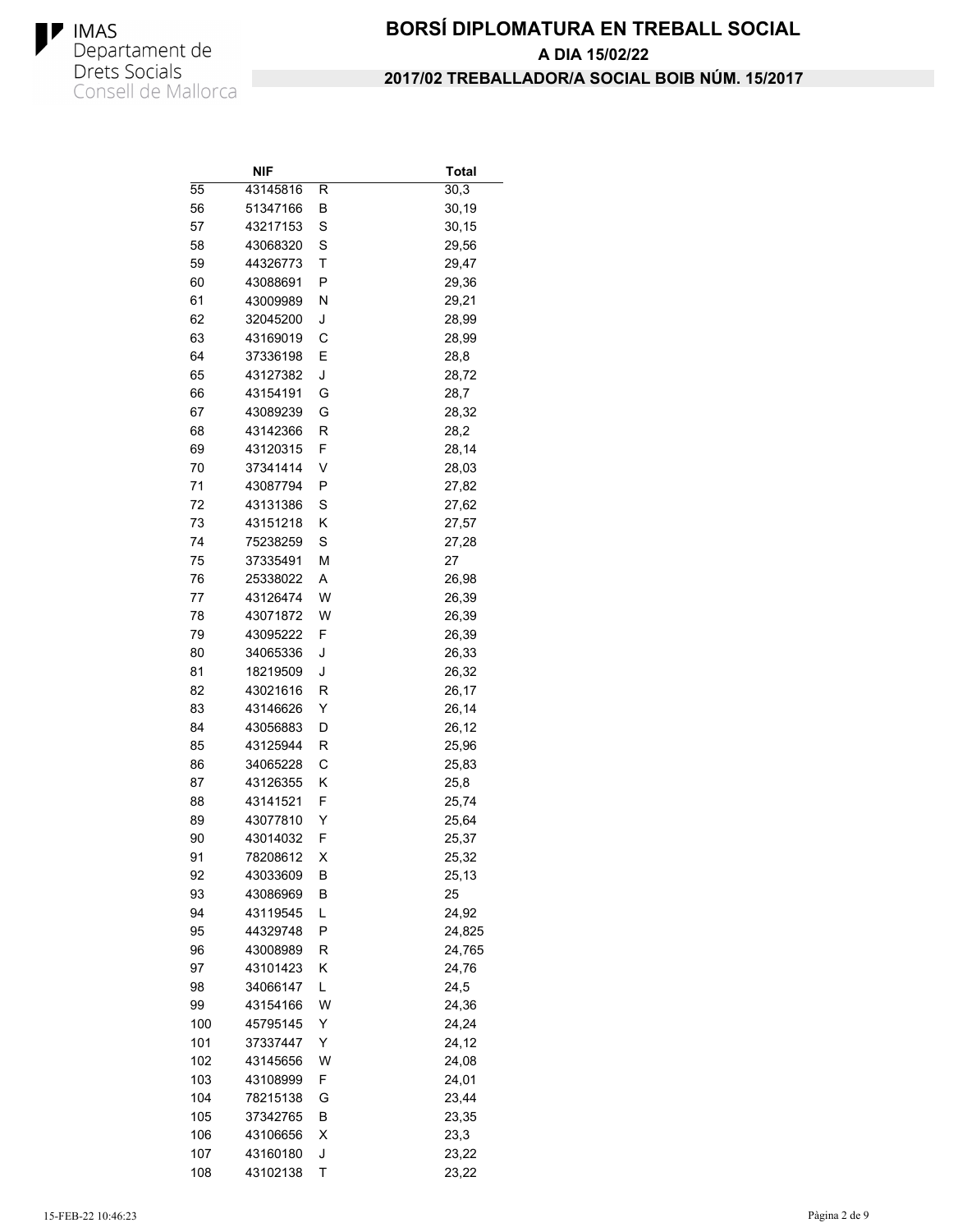# BORSÍ DIPLOMATURA EN TREBALL SOCIAL

**A DIA 15/02/22**

**2017/02 TREBALLADOR/A SOCIAL BOIB NÚM. 15/2017**

| | NIF | | Total |
|---|---|---|---|
| 55 | 43145816 | R | 30,3 |
| 56 | 51347166 | B | 30,19 |
| 57 | 43217153 | S | 30,15 |
| 58 | 43068320 | S | 29,56 |
| 59 | 44326773 | T | 29,47 |
| 60 | 43088691 | P | 29,36 |
| 61 | 43009989 | N | 29,21 |
| 62 | 32045200 | J | 28,99 |
| 63 | 43169019 | C | 28,99 |
| 64 | 37336198 | E | 28,8 |
| 65 | 43127382 | J | 28,72 |
| 66 | 43154191 | G | 28,7 |
| 67 | 43089239 | G | 28,32 |
| 68 | 43142366 | R | 28,2 |
| 69 | 43120315 | F | 28,14 |
| 70 | 37341414 | V | 28,03 |
| 71 | 43087794 | P | 27,82 |
| 72 | 43131386 | S | 27,62 |
| 73 | 43151218 | K | 27,57 |
| 74 | 75238259 | S | 27,28 |
| 75 | 37335491 | M | 27 |
| 76 | 25338022 | A | 26,98 |
| 77 | 43126474 | W | 26,39 |
| 78 | 43071872 | W | 26,39 |
| 79 | 43095222 | F | 26,39 |
| 80 | 34065336 | J | 26,33 |
| 81 | 18219509 | J | 26,32 |
| 82 | 43021616 | R | 26,17 |
| 83 | 43146626 | Y | 26,14 |
| 84 | 43056883 | D | 26,12 |
| 85 | 43125944 | R | 25,96 |
| 86 | 34065228 | C | 25,83 |
| 87 | 43126355 | K | 25,8 |
| 88 | 43141521 | F | 25,74 |
| 89 | 43077810 | Y | 25,64 |
| 90 | 43014032 | F | 25,37 |
| 91 | 78208612 | X | 25,32 |
| 92 | 43033609 | B | 25,13 |
| 93 | 43086969 | B | 25 |
| 94 | 43119545 | L | 24,92 |
| 95 | 44329748 | P | 24,825 |
| 96 | 43008989 | R | 24,765 |
| 97 | 43101423 | K | 24,76 |
| 98 | 34066147 | L | 24,5 |
| 99 | 43154166 | W | 24,36 |
| 100 | 45795145 | Y | 24,24 |
| 101 | 37337447 | Y | 24,12 |
| 102 | 43145656 | W | 24,08 |
| 103 | 43108999 | F | 24,01 |
| 104 | 78215138 | G | 23,44 |
| 105 | 37342765 | B | 23,35 |
| 106 | 43106656 | X | 23,3 |
| 107 | 43160180 | J | 23,22 |
| 108 | 43102138 | T | 23,22 |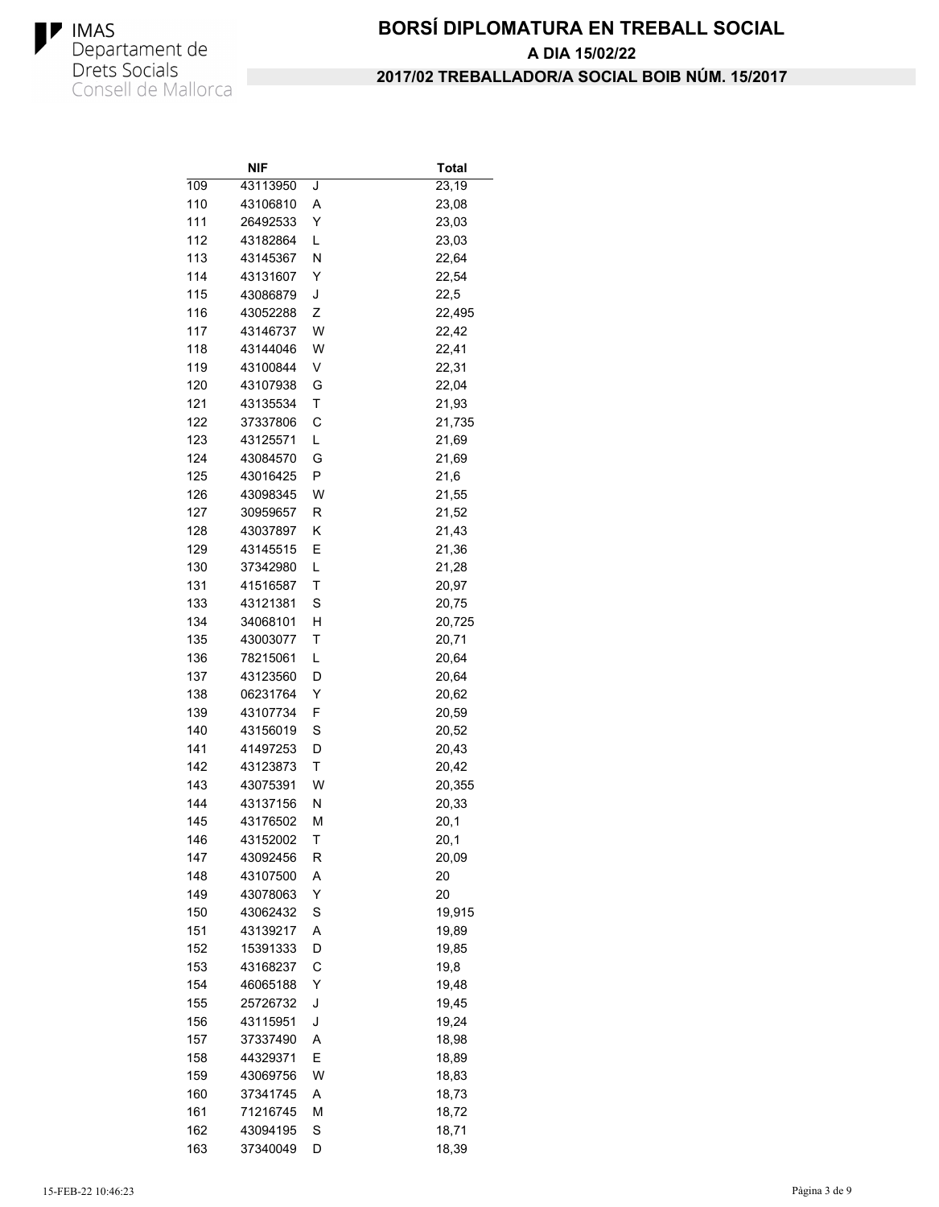# BORSÍ DIPLOMATURA EN TREBALL SOCIAL

**A DIA 15/02/22**

**2017/02 TREBALLADOR/A SOCIAL BOIB NÚM. 15/2017**

| | NIF | | Total |
|---|---|---|---|
| 109 | 43113950 | J | 23,19 |
| 110 | 43106810 | A | 23,08 |
| 111 | 26492533 | Y | 23,03 |
| 112 | 43182864 | L | 23,03 |
| 113 | 43145367 | N | 22,64 |
| 114 | 43131607 | Y | 22,54 |
| 115 | 43086879 | J | 22,5 |
| 116 | 43052288 | Z | 22,495 |
| 117 | 43146737 | W | 22,42 |
| 118 | 43144046 | W | 22,41 |
| 119 | 43100844 | V | 22,31 |
| 120 | 43107938 | G | 22,04 |
| 121 | 43135534 | T | 21,93 |
| 122 | 37337806 | C | 21,735 |
| 123 | 43125571 | L | 21,69 |
| 124 | 43084570 | G | 21,69 |
| 125 | 43016425 | P | 21,6 |
| 126 | 43098345 | W | 21,55 |
| 127 | 30959657 | R | 21,52 |
| 128 | 43037897 | K | 21,43 |
| 129 | 43145515 | E | 21,36 |
| 130 | 37342980 | L | 21,28 |
| 131 | 41516587 | T | 20,97 |
| 133 | 43121381 | S | 20,75 |
| 134 | 34068101 | H | 20,725 |
| 135 | 43003077 | T | 20,71 |
| 136 | 78215061 | L | 20,64 |
| 137 | 43123560 | D | 20,64 |
| 138 | 06231764 | Y | 20,62 |
| 139 | 43107734 | F | 20,59 |
| 140 | 43156019 | S | 20,52 |
| 141 | 41497253 | D | 20,43 |
| 142 | 43123873 | T | 20,42 |
| 143 | 43075391 | W | 20,355 |
| 144 | 43137156 | N | 20,33 |
| 145 | 43176502 | M | 20,1 |
| 146 | 43152002 | T | 20,1 |
| 147 | 43092456 | R | 20,09 |
| 148 | 43107500 | A | 20 |
| 149 | 43078063 | Y | 20 |
| 150 | 43062432 | S | 19,915 |
| 151 | 43139217 | A | 19,89 |
| 152 | 15391333 | D | 19,85 |
| 153 | 43168237 | C | 19,8 |
| 154 | 46065188 | Y | 19,48 |
| 155 | 25726732 | J | 19,45 |
| 156 | 43115951 | J | 19,24 |
| 157 | 37337490 | A | 18,98 |
| 158 | 44329371 | E | 18,89 |
| 159 | 43069756 | W | 18,83 |
| 160 | 37341745 | A | 18,73 |
| 161 | 71216745 | M | 18,72 |
| 162 | 43094195 | S | 18,71 |
| 163 | 37340049 | D | 18,39 |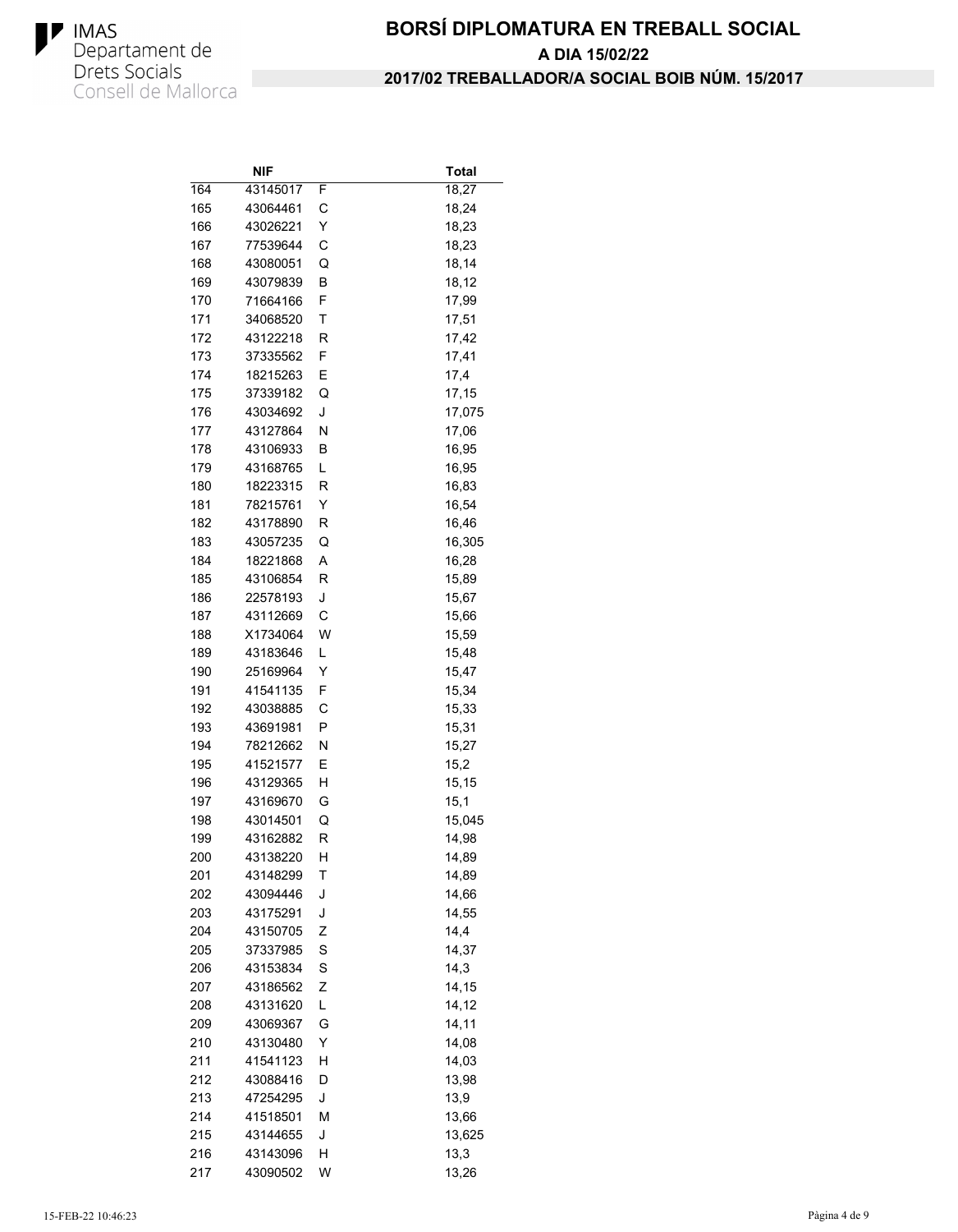# BORSÍ DIPLOMATURA EN TREBALL SOCIAL

## A DIA 15/02/22

## 2017/02 TREBALLADOR/A SOCIAL BOIB NÚM. 15/2017

| | NIF | | Total |
|---|---|---|---|
| 164 | 43145017 | F | 18,27 |
| 165 | 43064461 | C | 18,24 |
| 166 | 43026221 | Y | 18,23 |
| 167 | 77539644 | C | 18,23 |
| 168 | 43080051 | Q | 18,14 |
| 169 | 43079839 | B | 18,12 |
| 170 | 71664166 | F | 17,99 |
| 171 | 34068520 | T | 17,51 |
| 172 | 43122218 | R | 17,42 |
| 173 | 37335562 | F | 17,41 |
| 174 | 18215263 | E | 17,4 |
| 175 | 37339182 | Q | 17,15 |
| 176 | 43034692 | J | 17,075 |
| 177 | 43127864 | N | 17,06 |
| 178 | 43106933 | B | 16,95 |
| 179 | 43168765 | L | 16,95 |
| 180 | 18223315 | R | 16,83 |
| 181 | 78215761 | Y | 16,54 |
| 182 | 43178890 | R | 16,46 |
| 183 | 43057235 | Q | 16,305 |
| 184 | 18221868 | A | 16,28 |
| 185 | 43106854 | R | 15,89 |
| 186 | 22578193 | J | 15,67 |
| 187 | 43112669 | C | 15,66 |
| 188 | X1734064 | W | 15,59 |
| 189 | 43183646 | L | 15,48 |
| 190 | 25169964 | Y | 15,47 |
| 191 | 41541135 | F | 15,34 |
| 192 | 43038885 | C | 15,33 |
| 193 | 43691981 | P | 15,31 |
| 194 | 78212662 | N | 15,27 |
| 195 | 41521577 | E | 15,2 |
| 196 | 43129365 | H | 15,15 |
| 197 | 43169670 | G | 15,1 |
| 198 | 43014501 | Q | 15,045 |
| 199 | 43162882 | R | 14,98 |
| 200 | 43138220 | H | 14,89 |
| 201 | 43148299 | T | 14,89 |
| 202 | 43094446 | J | 14,66 |
| 203 | 43175291 | J | 14,55 |
| 204 | 43150705 | Z | 14,4 |
| 205 | 37337985 | S | 14,37 |
| 206 | 43153834 | S | 14,3 |
| 207 | 43186562 | Z | 14,15 |
| 208 | 43131620 | L | 14,12 |
| 209 | 43069367 | G | 14,11 |
| 210 | 43130480 | Y | 14,08 |
| 211 | 41541123 | H | 14,03 |
| 212 | 43088416 | D | 13,98 |
| 213 | 47254295 | J | 13,9 |
| 214 | 41518501 | M | 13,66 |
| 215 | 43144655 | J | 13,625 |
| 216 | 43143096 | H | 13,3 |
| 217 | 43090502 | W | 13,26 |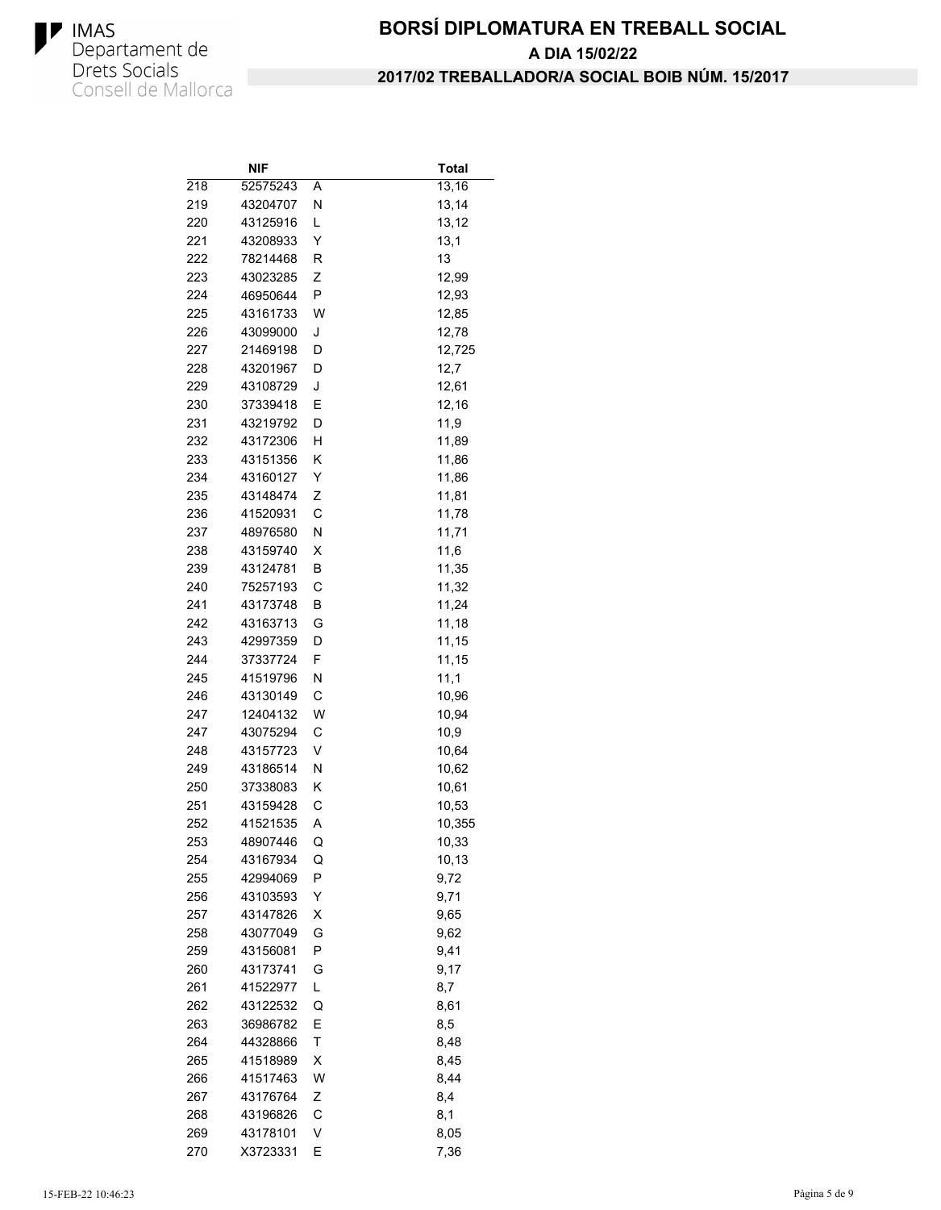# BORSÍ DIPLOMATURA EN TREBALL SOCIAL

**A DIA 15/02/22**

**2017/02 TREBALLADOR/A SOCIAL BOIB NÚM. 15/2017**

| | NIF | | Total |
|---|---|---|---|
| 218 | 52575243 | A | 13,16 |
| 219 | 43204707 | N | 13,14 |
| 220 | 43125916 | L | 13,12 |
| 221 | 43208933 | Y | 13,1 |
| 222 | 78214468 | R | 13 |
| 223 | 43023285 | Z | 12,99 |
| 224 | 46950644 | P | 12,93 |
| 225 | 43161733 | W | 12,85 |
| 226 | 43099000 | J | 12,78 |
| 227 | 21469198 | D | 12,725 |
| 228 | 43201967 | D | 12,7 |
| 229 | 43108729 | J | 12,61 |
| 230 | 37339418 | E | 12,16 |
| 231 | 43219792 | D | 11,9 |
| 232 | 43172306 | H | 11,89 |
| 233 | 43151356 | K | 11,86 |
| 234 | 43160127 | Y | 11,86 |
| 235 | 43148474 | Z | 11,81 |
| 236 | 41520931 | C | 11,78 |
| 237 | 48976580 | N | 11,71 |
| 238 | 43159740 | X | 11,6 |
| 239 | 43124781 | B | 11,35 |
| 240 | 75257193 | C | 11,32 |
| 241 | 43173748 | B | 11,24 |
| 242 | 43163713 | G | 11,18 |
| 243 | 42997359 | D | 11,15 |
| 244 | 37337724 | F | 11,15 |
| 245 | 41519796 | N | 11,1 |
| 246 | 43130149 | C | 10,96 |
| 247 | 12404132 | W | 10,94 |
| 247 | 43075294 | C | 10,9 |
| 248 | 43157723 | V | 10,64 |
| 249 | 43186514 | N | 10,62 |
| 250 | 37338083 | K | 10,61 |
| 251 | 43159428 | C | 10,53 |
| 252 | 41521535 | A | 10,355 |
| 253 | 48907446 | Q | 10,33 |
| 254 | 43167934 | Q | 10,13 |
| 255 | 42994069 | P | 9,72 |
| 256 | 43103593 | Y | 9,71 |
| 257 | 43147826 | X | 9,65 |
| 258 | 43077049 | G | 9,62 |
| 259 | 43156081 | P | 9,41 |
| 260 | 43173741 | G | 9,17 |
| 261 | 41522977 | L | 8,7 |
| 262 | 43122532 | Q | 8,61 |
| 263 | 36986782 | E | 8,5 |
| 264 | 44328866 | T | 8,48 |
| 265 | 41518989 | X | 8,45 |
| 266 | 41517463 | W | 8,44 |
| 267 | 43176764 | Z | 8,4 |
| 268 | 43196826 | C | 8,1 |
| 269 | 43178101 | V | 8,05 |
| 270 | X3723331 | E | 7,36 |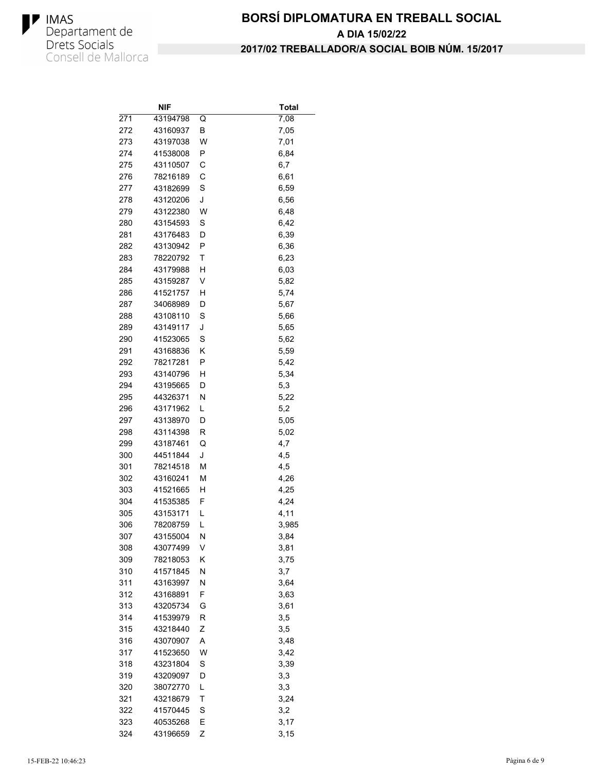# BORSÍ DIPLOMATURA EN TREBALL SOCIAL

**A DIA 15/02/22**

**2017/02 TREBALLADOR/A SOCIAL BOIB NÚM. 15/2017**

| | NIF | | Total |
|---|---|---|---|
| 271 | 43194798 | Q | 7,08 |
| 272 | 43160937 | B | 7,05 |
| 273 | 43197038 | W | 7,01 |
| 274 | 41538008 | P | 6,84 |
| 275 | 43110507 | C | 6,7 |
| 276 | 78216189 | C | 6,61 |
| 277 | 43182699 | S | 6,59 |
| 278 | 43120206 | J | 6,56 |
| 279 | 43122380 | W | 6,48 |
| 280 | 43154593 | S | 6,42 |
| 281 | 43176483 | D | 6,39 |
| 282 | 43130942 | P | 6,36 |
| 283 | 78220792 | T | 6,23 |
| 284 | 43179988 | H | 6,03 |
| 285 | 43159287 | V | 5,82 |
| 286 | 41521757 | H | 5,74 |
| 287 | 34068989 | D | 5,67 |
| 288 | 43108110 | S | 5,66 |
| 289 | 43149117 | J | 5,65 |
| 290 | 41523065 | S | 5,62 |
| 291 | 43168836 | K | 5,59 |
| 292 | 78217281 | P | 5,42 |
| 293 | 43140796 | H | 5,34 |
| 294 | 43195665 | D | 5,3 |
| 295 | 44326371 | N | 5,22 |
| 296 | 43171962 | L | 5,2 |
| 297 | 43138970 | D | 5,05 |
| 298 | 43114398 | R | 5,02 |
| 299 | 43187461 | Q | 4,7 |
| 300 | 44511844 | J | 4,5 |
| 301 | 78214518 | M | 4,5 |
| 302 | 43160241 | M | 4,26 |
| 303 | 41521665 | H | 4,25 |
| 304 | 41535385 | F | 4,24 |
| 305 | 43153171 | L | 4,11 |
| 306 | 78208759 | L | 3,985 |
| 307 | 43155004 | N | 3,84 |
| 308 | 43077499 | V | 3,81 |
| 309 | 78218053 | K | 3,75 |
| 310 | 41571845 | N | 3,7 |
| 311 | 43163997 | N | 3,64 |
| 312 | 43168891 | F | 3,63 |
| 313 | 43205734 | G | 3,61 |
| 314 | 41539979 | R | 3,5 |
| 315 | 43218440 | Z | 3,5 |
| 316 | 43070907 | A | 3,48 |
| 317 | 41523650 | W | 3,42 |
| 318 | 43231804 | S | 3,39 |
| 319 | 43209097 | D | 3,3 |
| 320 | 38072770 | L | 3,3 |
| 321 | 43218679 | T | 3,24 |
| 322 | 41570445 | S | 3,2 |
| 323 | 40535268 | E | 3,17 |
| 324 | 43196659 | Z | 3,15 |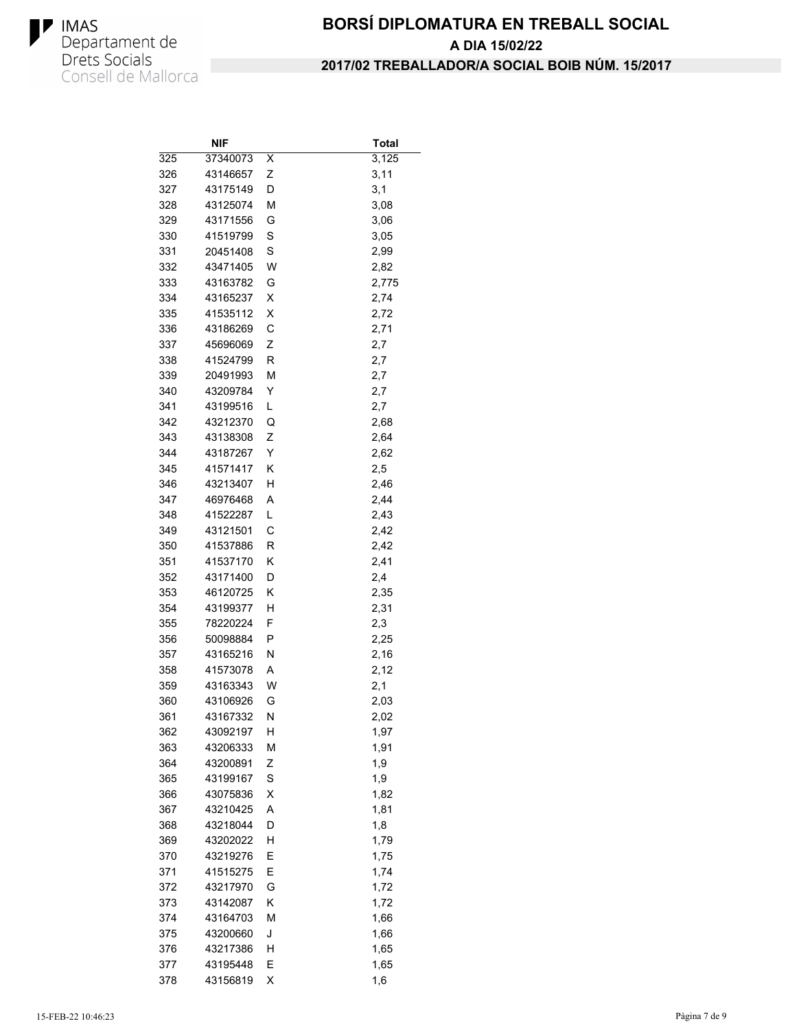# BORSÍ DIPLOMATURA EN TREBALL SOCIAL

## A DIA 15/02/22

## 2017/02 TREBALLADOR/A SOCIAL BOIB NÚM. 15/2017

| | NIF | | Total |
|---|---|---|---|
| 325 | 37340073 | X | 3,125 |
| 326 | 43146657 | Z | 3,11 |
| 327 | 43175149 | D | 3,1 |
| 328 | 43125074 | M | 3,08 |
| 329 | 43171556 | G | 3,06 |
| 330 | 41519799 | S | 3,05 |
| 331 | 20451408 | S | 2,99 |
| 332 | 43471405 | W | 2,82 |
| 333 | 43163782 | G | 2,775 |
| 334 | 43165237 | X | 2,74 |
| 335 | 41535112 | X | 2,72 |
| 336 | 43186269 | C | 2,71 |
| 337 | 45696069 | Z | 2,7 |
| 338 | 41524799 | R | 2,7 |
| 339 | 20491993 | M | 2,7 |
| 340 | 43209784 | Y | 2,7 |
| 341 | 43199516 | L | 2,7 |
| 342 | 43212370 | Q | 2,68 |
| 343 | 43138308 | Z | 2,64 |
| 344 | 43187267 | Y | 2,62 |
| 345 | 41571417 | K | 2,5 |
| 346 | 43213407 | H | 2,46 |
| 347 | 46976468 | A | 2,44 |
| 348 | 41522287 | L | 2,43 |
| 349 | 43121501 | C | 2,42 |
| 350 | 41537886 | R | 2,42 |
| 351 | 41537170 | K | 2,41 |
| 352 | 43171400 | D | 2,4 |
| 353 | 46120725 | K | 2,35 |
| 354 | 43199377 | H | 2,31 |
| 355 | 78220224 | F | 2,3 |
| 356 | 50098884 | P | 2,25 |
| 357 | 43165216 | N | 2,16 |
| 358 | 41573078 | A | 2,12 |
| 359 | 43163343 | W | 2,1 |
| 360 | 43106926 | G | 2,03 |
| 361 | 43167332 | N | 2,02 |
| 362 | 43092197 | H | 1,97 |
| 363 | 43206333 | M | 1,91 |
| 364 | 43200891 | Z | 1,9 |
| 365 | 43199167 | S | 1,9 |
| 366 | 43075836 | X | 1,82 |
| 367 | 43210425 | A | 1,81 |
| 368 | 43218044 | D | 1,8 |
| 369 | 43202022 | H | 1,79 |
| 370 | 43219276 | E | 1,75 |
| 371 | 41515275 | E | 1,74 |
| 372 | 43217970 | G | 1,72 |
| 373 | 43142087 | K | 1,72 |
| 374 | 43164703 | M | 1,66 |
| 375 | 43200660 | J | 1,66 |
| 376 | 43217386 | H | 1,65 |
| 377 | 43195448 | E | 1,65 |
| 378 | 43156819 | X | 1,6 |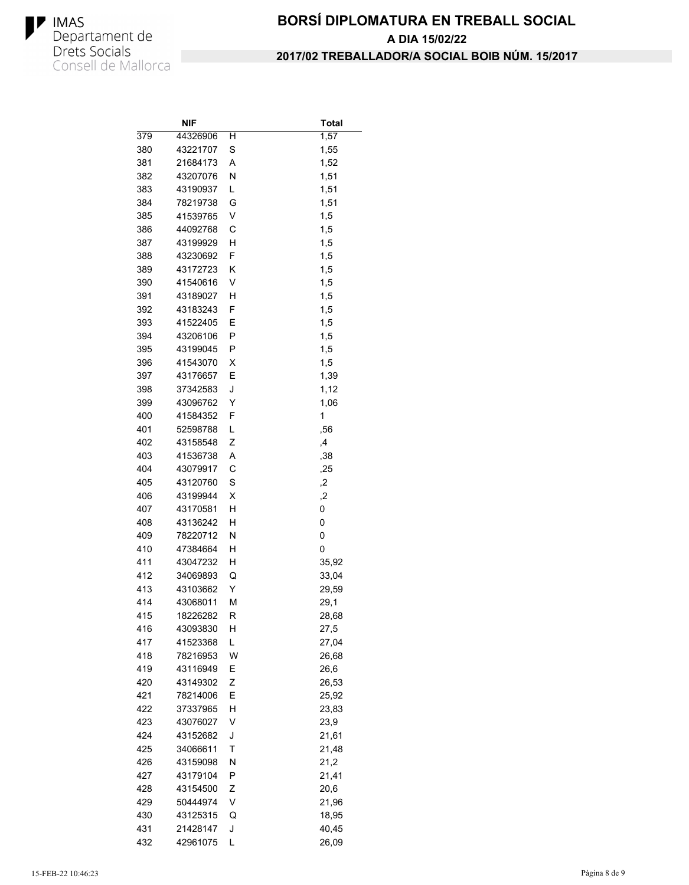# BORSÍ DIPLOMATURA EN TREBALL SOCIAL

## A DIA 15/02/22

## 2017/02 TREBALLADOR/A SOCIAL BOIB NÚM. 15/2017

| | NIF | | Total |
|---|---|---|---|
| 379 | 44326906 | H | 1,57 |
| 380 | 43221707 | S | 1,55 |
| 381 | 21684173 | A | 1,52 |
| 382 | 43207076 | N | 1,51 |
| 383 | 43190937 | L | 1,51 |
| 384 | 78219738 | G | 1,51 |
| 385 | 41539765 | V | 1,5 |
| 386 | 44092768 | C | 1,5 |
| 387 | 43199929 | H | 1,5 |
| 388 | 43230692 | F | 1,5 |
| 389 | 43172723 | K | 1,5 |
| 390 | 41540616 | V | 1,5 |
| 391 | 43189027 | H | 1,5 |
| 392 | 43183243 | F | 1,5 |
| 393 | 41522405 | E | 1,5 |
| 394 | 43206106 | P | 1,5 |
| 395 | 43199045 | P | 1,5 |
| 396 | 41543070 | X | 1,5 |
| 397 | 43176657 | E | 1,39 |
| 398 | 37342583 | J | 1,12 |
| 399 | 43096762 | Y | 1,06 |
| 400 | 41584352 | F | 1 |
| 401 | 52598788 | L | ,56 |
| 402 | 43158548 | Z | ,4 |
| 403 | 41536738 | A | ,38 |
| 404 | 43079917 | C | ,25 |
| 405 | 43120760 | S | ,2 |
| 406 | 43199944 | X | ,2 |
| 407 | 43170581 | H | 0 |
| 408 | 43136242 | H | 0 |
| 409 | 78220712 | N | 0 |
| 410 | 47384664 | H | 0 |
| 411 | 43047232 | H | 35,92 |
| 412 | 34069893 | Q | 33,04 |
| 413 | 43103662 | Y | 29,59 |
| 414 | 43068011 | M | 29,1 |
| 415 | 18226282 | R | 28,68 |
| 416 | 43093830 | H | 27,5 |
| 417 | 41523368 | L | 27,04 |
| 418 | 78216953 | W | 26,68 |
| 419 | 43116949 | E | 26,6 |
| 420 | 43149302 | Z | 26,53 |
| 421 | 78214006 | E | 25,92 |
| 422 | 37337965 | H | 23,83 |
| 423 | 43076027 | V | 23,9 |
| 424 | 43152682 | J | 21,61 |
| 425 | 34066611 | T | 21,48 |
| 426 | 43159098 | N | 21,2 |
| 427 | 43179104 | P | 21,41 |
| 428 | 43154500 | Z | 20,6 |
| 429 | 50444974 | V | 21,96 |
| 430 | 43125315 | Q | 18,95 |
| 431 | 21428147 | J | 40,45 |
| 432 | 42961075 | L | 26,09 |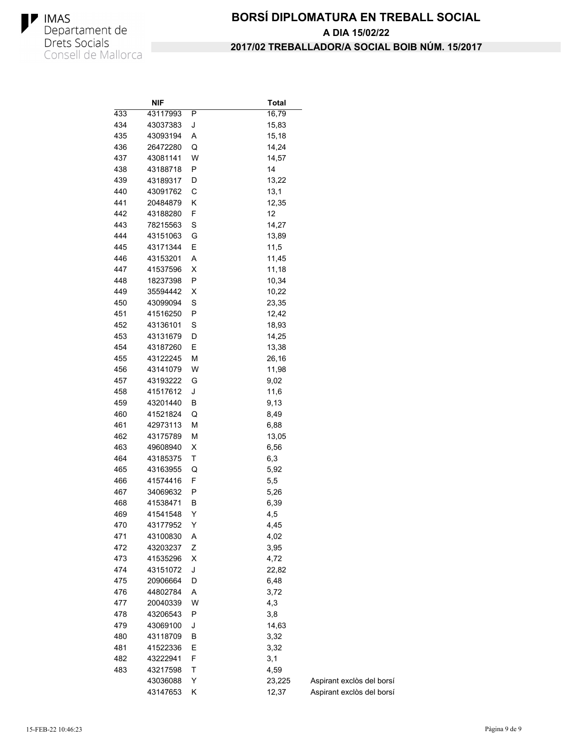# BORSÍ DIPLOMATURA EN TREBALL SOCIAL

## A DIA 15/02/22

## 2017/02 TREBALLADOR/A SOCIAL BOIB NÚM. 15/2017

| | NIF | | Total | |
|---|---|---|---|---|
| 433 | 43117993 | P | 16,79 | |
| 434 | 43037383 | J | 15,83 | |
| 435 | 43093194 | A | 15,18 | |
| 436 | 26472280 | Q | 14,24 | |
| 437 | 43081141 | W | 14,57 | |
| 438 | 43188718 | P | 14 | |
| 439 | 43189317 | D | 13,22 | |
| 440 | 43091762 | C | 13,1 | |
| 441 | 20484879 | K | 12,35 | |
| 442 | 43188280 | F | 12 | |
| 443 | 78215563 | S | 14,27 | |
| 444 | 43151063 | G | 13,89 | |
| 445 | 43171344 | E | 11,5 | |
| 446 | 43153201 | A | 11,45 | |
| 447 | 41537596 | X | 11,18 | |
| 448 | 18237398 | P | 10,34 | |
| 449 | 35594442 | X | 10,22 | |
| 450 | 43099094 | S | 23,35 | |
| 451 | 41516250 | P | 12,42 | |
| 452 | 43136101 | S | 18,93 | |
| 453 | 43131679 | D | 14,25 | |
| 454 | 43187260 | E | 13,38 | |
| 455 | 43122245 | M | 26,16 | |
| 456 | 43141079 | W | 11,98 | |
| 457 | 43193222 | G | 9,02 | |
| 458 | 41517612 | J | 11,6 | |
| 459 | 43201440 | B | 9,13 | |
| 460 | 41521824 | Q | 8,49 | |
| 461 | 42973113 | M | 6,88 | |
| 462 | 43175789 | M | 13,05 | |
| 463 | 49608940 | X | 6,56 | |
| 464 | 43185375 | T | 6,3 | |
| 465 | 43163955 | Q | 5,92 | |
| 466 | 41574416 | F | 5,5 | |
| 467 | 34069632 | P | 5,26 | |
| 468 | 41538471 | B | 6,39 | |
| 469 | 41541548 | Y | 4,5 | |
| 470 | 43177952 | Y | 4,45 | |
| 471 | 43100830 | A | 4,02 | |
| 472 | 43203237 | Z | 3,95 | |
| 473 | 41535296 | X | 4,72 | |
| 474 | 43151072 | J | 22,82 | |
| 475 | 20906664 | D | 6,48 | |
| 476 | 44802784 | A | 3,72 | |
| 477 | 20040339 | W | 4,3 | |
| 478 | 43206543 | P | 3,8 | |
| 479 | 43069100 | J | 14,63 | |
| 480 | 43118709 | B | 3,32 | |
| 481 | 41522336 | E | 3,32 | |
| 482 | 43222941 | F | 3,1 | |
| 483 | 43217598 | T | 4,59 | |
| | 43036088 | Y | 23,225 | Aspirant exclòs del borsí |
| | 43147653 | K | 12,37 | Aspirant exclòs del borsí |